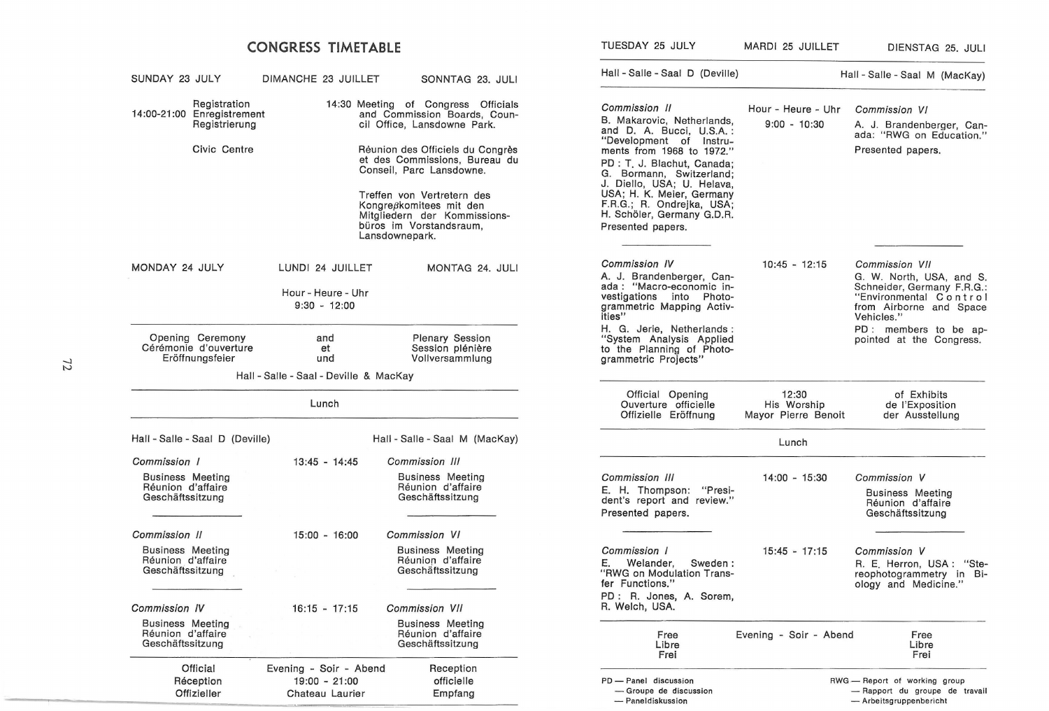# CONGRESS TIMETABLE

## SUNDAY 23 JULY — DIMANCHE 23 JUILLET — SONNTAG 23. JULI

14:00-21:00 Registration / Enregistrement / Registrierung

Civic Centre

14:30 Meeting of Congress Officials and Commission Boards, Council Office, Lansdowne Park.

Réunion des Officiels du Congrès et des Commissions, Bureau du Conseil, Parc Lansdowne.

Treffen von Vertretern des Kongreßkomitees mit den Mitgliedern der Kommissionsbüros im Vorstandsraum, Lansdownepark.

## MONDAY 24 JULY — LUNDI 24 JUILLET — MONTAG 24. JULI

Hour - Heure - Uhr
9:30 - 12:00

Opening Ceremony / Cérémonie d'ouverture / Eröffnungsfeier and / et / und Plenary Session / Session plénière / Vollversammlung

Hall - Salle - Saal - Deville & MacKay

Lunch

| Hall - Salle - Saal D (Deville) | | Hall - Salle - Saal M (MacKay) |
|---|---|---|
| *Commission I* Business Meeting / Réunion d'affaire / Geschäftssitzung | 13:45 - 14:45 | *Commission III* Business Meeting / Réunion d'affaire / Geschäftssitzung |
| *Commission II* Business Meeting / Réunion d'affaire / Geschäftssitzung | 15:00 - 16:00 | *Commission VI* Business Meeting / Réunion d'affaire / Geschäftssitzung |
| *Commission IV* Business Meeting / Réunion d'affaire / Geschäftssitzung | 16:15 - 17:15 | *Commission VII* Business Meeting / Réunion d'affaire / Geschäftssitzung |

Official / Réception / Offizieller — Evening - Soir - Abend 19:00 - 21:00 Chateau Laurier — Reception / officielle / Empfang

## TUESDAY 25 JULY — MARDI 25 JUILLET — DIENSTAG 25. JULI

| Hall - Salle - Saal D (Deville) | Hour - Heure - Uhr | Hall - Salle - Saal M (MacKay) |
|---|---|---|
| *Commission II* B. Makarovic, Netherlands, and D. A. Bucci, U.S.A.: "Development of Instruments from 1968 to 1972." PD: T. J. Blachut, Canada; G. Bormann, Switzerland; J. Diello, USA; U. Helava, USA; H. K. Meier, Germany F.R.G.; R. Ondrejka, USA; H. Schöler, Germany G.D.R. Presented papers. | 9:00 - 10:30 | *Commission VI* A. J. Brandenberger, Canada: "RWG on Education." Presented papers. |
| *Commission IV* A. J. Brandenberger, Canada: "Macro-economic investigations into Photogrammetric Mapping Activities" H. G. Jerie, Netherlands: "System Analysis Applied to the Planning of Photogrammetric Projects" | 10:45 - 12:15 | *Commission VII* G. W. North, USA, and S. Schneider, Germany F.R.G.: "Environmental Control from Airborne and Space Vehicles." PD: members to be appointed at the Congress. |
| Official Opening / Ouverture officielle / Offizielle Eröffnung | 12:30 His Worship Mayor Pierre Benoit | of Exhibits / de l'Exposition / der Ausstellung |
| | Lunch | |
| *Commission III* E. H. Thompson: "President's report and review." Presented papers. | 14:00 - 15:30 | *Commission V* Business Meeting / Réunion d'affaire / Geschäftssitzung |
| *Commission I* E. Welander, Sweden: "RWG on Modulation Transfer Functions." PD: R. Jones, A. Sorem, R. Welch, USA. | 15:45 - 17:15 | *Commission V* R. E. Herron, USA: "Stereophotogrammetry in Biology and Medicine." |
| Free / Libre / Frei | Evening - Soir - Abend | Free / Libre / Frei |

PD — Panel discussion
— Groupe de discussion
— Paneldiskussion

RWG — Report of working group
— Rapport du groupe de travail
— Arbeitsgruppenbericht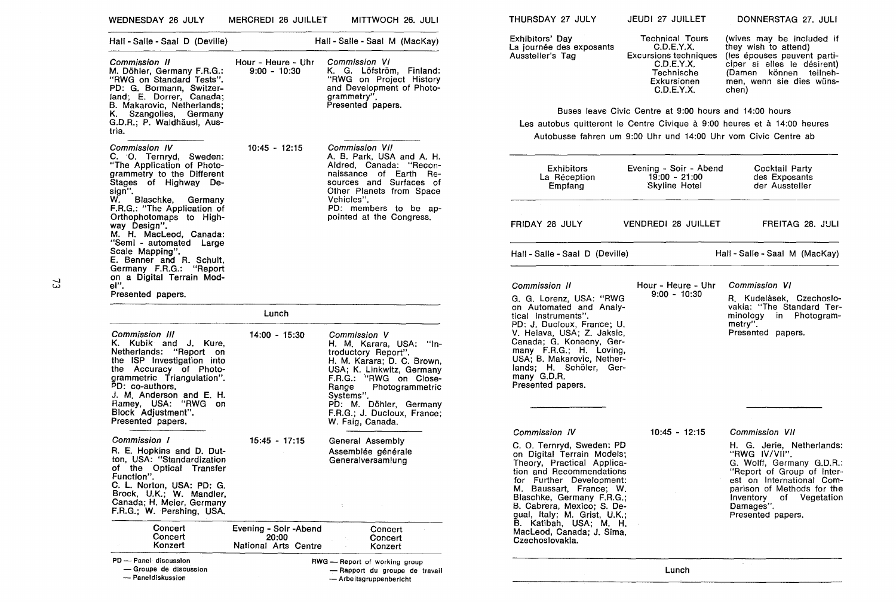## WEDNESDAY 26 JULY — MERCREDI 26 JUILLET — MITTWOCH 26. JULI

| Hall - Salle - Saal D (Deville) | Hour - Heure - Uhr | Hall - Salle - Saal M (MacKay) |
|---|---|---|
| *Commission II*<br>M. Döhler, Germany F.R.G.: "RWG on Standard Tests".<br>PD: G. Bormann, Switzerland; E. Dorrer, Canada; B. Makarovic, Netherlands; K. Szangolies, Germany G.D.R.; P. Waldhäusl, Austria. | 9:00 - 10:30 | *Commission VI*<br>K. G. Löfström, Finland: "RWG on Project History and Development of Photogrammetry".<br>Presented papers. |
| *Commission IV*<br>C. O. Ternryd, Sweden: "The Application of Photogrammetry to the Different Stages of Highway Design".<br>W. Blaschke, Germany F.R.G.: "The Application of Orthophotomaps to Highway Design".<br>M. H. MacLeod, Canada: "Semi - automated Large Scale Mapping".<br>E. Benner and R. Schult, Germany F.R.G.: "Report on a Digital Terrain Model".<br>Presented papers. | 10:45 - 12:15 | *Commission VII*<br>A. B. Park, USA and A. H. Aldred, Canada: "Reconnaissance of Earth Resources and Surfaces of Other Planets from Space Vehicles".<br>PD: members to be appointed at the Congress. |
| | Lunch | |
| *Commission III*<br>K. Kubik and J. Kure, Netherlands: "Report on the ISP Investigation into the Accuracy of Photogrammetric Triangulation".<br>PD: co-authors.<br>J. M. Anderson and E. H. Ramey, USA: "RWG on Block Adjustment".<br>Presented papers. | 14:00 - 15:30 | *Commission V*<br>H. M. Karara, USA: "Introductory Report".<br>H. M. Karara; D. C. Brown, USA; K. Linkwitz, Germany F.R.G.: "RWG on Close-Range Photogrammetric Systems".<br>PD: M. Döhler, Germany F.R.G.; J. Ducloux, France; W. Faig, Canada. |
| *Commission I*<br>R. E. Hopkins and D. Dutton, USA: "Standardization of the Optical Transfer Function".<br>C. L. Norton, USA: PD: G. Brock, U.K.; W. Mandler, Canada; H. Meier, Germany F.R.G.; W. Pershing, USA. | 15:45 - 17:15 | General Assembly<br>Assemblée générale<br>Generalversamlung |
| Concert<br>Concert<br>Konzert | Evening - Soir - Abend<br>20:00<br>National Arts Centre | Concert<br>Concert<br>Konzert |

PD — Panel discussion — Groupe de discussion — Paneldiskussion

RWG — Report of working group — Rapport du groupe de travail — Arbeitsgruppenbericht

## THURSDAY 27 JULY — JEUDI 27 JUILLET — DONNERSTAG 27. JULI

| | | |
|---|---|---|
| Exhibitors' Day<br>La journée des exposants<br>Aussteller's Tag | Technical Tours C.D.E.Y.X.<br>Excursions techniques C.D.E.Y.X.<br>Technische Exkursionen C.D.E.Y.X. | (wives may be included if they wish to attend)<br>(les épouses peuvent participer si elles le désirent)<br>(Damen können teilnehmen, wenn sie dies wünschen) |

Buses leave Civic Centre at 9:00 hours and 14:00 hours

Les autobus quitteront le Centre Civique à 9:00 heures et à 14:00 heures

Autobusse fahren um 9:00 Uhr und 14:00 Uhr vom Civic Centre ab

| | | |
|---|---|---|
| Exhibitors<br>La Réception<br>Empfang | Evening - Soir - Abend<br>19:00 - 21:00<br>Skyline Hotel | Cocktail Party<br>des Exposants<br>der Aussteller |

## FRIDAY 28 JULY — VENDREDI 28 JUILLET — FREITAG 28. JULI

| Hall - Salle - Saal D (Deville) | Hour - Heure - Uhr | Hall - Salle - Saal M (MacKay) |
|---|---|---|
| *Commission II*<br>G. G. Lorenz, USA: "RWG on Automated and Analytical Instruments".<br>PD: J. Ducloux, France; U. V. Helava, USA; Z. Jaksic, Canada; G. Konecny, Germany F.R.G.; H. Loving, USA; B. Makarovic, Netherlands; H. Schöler, Germany G.D.R.<br>Presented papers. | 9:00 - 10:30 | *Commission VI*<br>R. Kudelásek, Czechoslovakia: "The Standard Terminology in Photogrammetry".<br>Presented papers. |
| *Commission IV*<br>C. O. Ternryd, Sweden: PD on Digital Terrain Models; Theory, Practical Application and Recommendations for Further Development: M. Baussart, France; W. Blaschke, Germany F.R.G.; B. Cabrera, Mexico; S. Degual, Italy; M. Grist, U.K.; B. Katibah, USA; M. H. MacLeod, Canada; J. Sima, Czechoslovakia. | 10:45 - 12:15 | *Commission VII*<br>H. G. Jerie, Netherlands: "RWG IV/VII".<br>G. Wolff, Germany G.D.R.: "Report of Group of Interest on International Comparison of Methods for the Inventory of Vegetation Damages".<br>Presented papers. |
| | Lunch | |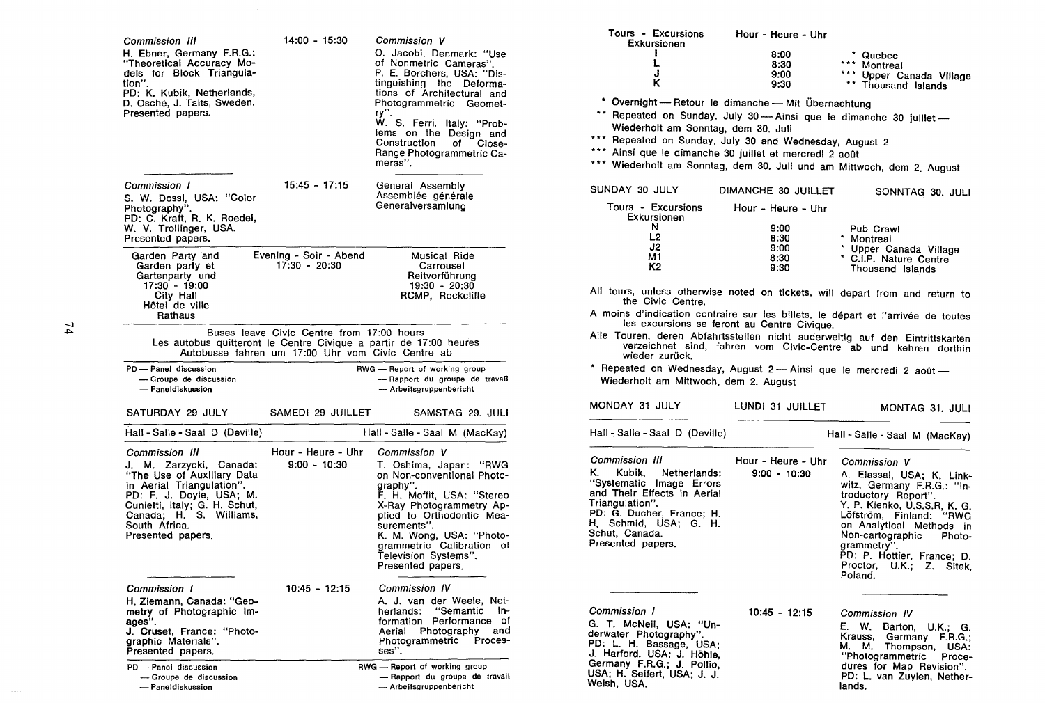| Commission III | 14:00 - 15:30 | Commission V |
|---|---|---|
| H. Ebner, Germany F.R.G.: "Theoretical Accuracy Models for Block Triangulation". PD: K. Kubik, Netherlands, D. Osché, J. Talts, Sweden. Presented papers. | | O. Jacobi, Denmark: "Use of Nonmetric Cameras". P. E. Borchers, USA: "Distinguishing the Deformations of Architectural and Photogrammetric Geometry". W. S. Ferri, Italy: "Problems on the Design and Construction of Close-Range Photogrammetric Cameras". |
| **Commission I** | 15:45 - 17:15 | General Assembly / Assemblée générale / Generalversamlung |
| S. W. Dossi, USA: "Color Photography". PD: C. Kraft, R. K. Roedel, W. V. Trollinger, USA. Presented papers. | | |

| Garden Party and / Garden party et / Gartenparty und | Evening - Soir - Abend | Musical Ride / Carrousel / Reitvorführung |
|---|---|---|
| 17:30 - 19:00 City Hall / Hôtel de ville / Rathaus | 17:30 - 20:30 | 19:30 - 20:30 RCMP, Rockcliffe |

Buses leave Civic Centre from 17:00 hours
Les autobus quitteront le Centre Civique a partir de 17:00 heures
Autobusse fahren um 17:00 Uhr vom Civic Centre ab

PD — Panel discussion — Groupe de discussion — Paneldiskussion
RWG — Report of working group — Rapport du groupe de travail — Arbeitsgruppenbericht

## SATURDAY 29 JULY — SAMEDI 29 JUILLET — SAMSTAG 29. JULI

| Hall - Salle - Saal D (Deville) | | Hall - Salle - Saal M (MacKay) |
|---|---|---|
| **Commission III** | Hour - Heure - Uhr | **Commission V** |
| J. M. Zarzycki, Canada: "The Use of Auxiliary Data in Aerial Triangulation". PD: F. J. Doyle, USA; M. Cunietti, Italy; G. H. Schut, Canada; H. S. Williams, South Africa. Presented papers. | 9:00 - 10:30 | T. Oshima, Japan: "RWG on Non-conventional Photography". F. H. Moffit, USA: "Stereo X-Ray Photogrammetry Applied to Orthodontic Measurements". K. M. Wong, USA: "Photogrammetric Calibration of Television Systems". Presented papers. |
| **Commission I** | 10:45 - 12:15 | **Commission IV** |
| H. Ziemann, Canada: "Geometry of Photographic Images". J. Cruset, France: "Photographic Materials". Presented papers. | | A. J. van der Weele, Netherlands: "Semantic Information Performance of Aerial Photography and Photogrammetric Processes". |

PD — Panel discussion — Groupe de discussion — Paneldiskussion
RWG — Report of working group — Rapport du groupe de travail — Arbeitsgruppenbericht

| Tours - Excursions Exkursionen | Hour - Heure - Uhr | |
|---|---|---|
| I | 8:00 | * Quebec |
| L | 8:30 | *** Montreal |
| J | 9:00 | *** Upper Canada Village |
| K | 9:30 | ** Thousand Islands |

\* Overnight — Retour le dimanche — Mit Übernachtung
\** Repeated on Sunday, July 30 — Ainsi que le dimanche 30 juillet — Wiederholt am Sonntag, dem 30. Juli
\*** Repeated on Sunday, July 30 and Wednesday, August 2
\*** Ainsi que le dimanche 30 juillet et mercredi 2 août
\*** Wiederholt am Sonntag, dem 30. Juli und am Mittwoch, dem 2. August

## SUNDAY 30 JULY — DIMANCHE 30 JUILLET — SONNTAG 30. JULI

| Tours - Excursions Exkursionen | Hour - Heure - Uhr | |
|---|---|---|
| N | 9:00 | Pub Crawl |
| L2 | 8:30 | * Montreal |
| J2 | 9:00 | * Upper Canada Village |
| M1 | 8:30 | * C.I.P. Nature Centre |
| K2 | 9:30 | Thousand Islands |

All tours, unless otherwise noted on tickets, will depart from and return to the Civic Centre.

A moins d'indication contraire sur les billets, le départ et l'arrivée de toutes les excursions se feront au Centre Civique.

Alle Touren, deren Abfahrtsstellen nicht auderweitig auf den Eintrittskarten verzeichnet sind, fahren vom Civic-Centre ab und kehren dorthin wieder zurück.

\* Repeated on Wednesday, August 2 — Ainsi que le mercredi 2 août — Wiederholt am Mittwoch, dem 2. August

## MONDAY 31 JULY — LUNDI 31 JUILLET — MONTAG 31. JULI

| Hall - Salle - Saal D (Deville) | | Hall - Salle - Saal M (MacKay) |
|---|---|---|
| **Commission III** | Hour - Heure - Uhr | **Commission V** |
| K. Kubik, Netherlands: "Systematic Image Errors and Their Effects in Aerial Triangulation". PD: G. Ducher, France; H. H. Schmid, USA; G. H. Schut, Canada. Presented papers. | 9:00 - 10:30 | A. Elassal, USA; K. Linkwitz, Germany F.R.G.: "Introductory Report". Y. P. Kienko, U.S.S.R, K. G. Löfström, Finland: "RWG on Analytical Methods in Non-cartographic Photogrammetry". PD: P. Hottier, France; D. Proctor, U.K.; Z. Sitek, Poland. |
| **Commission I** | 10:45 - 12:15 | **Commission IV** |
| G. T. McNeil, USA: "Underwater Photography". PD: L. H. Bassage, USA; J. Harford, USA; J. Höhle, Germany F.R.G.; J. Pollio, USA; H. Seifert, USA; J. J. Welsh, USA. | | E. W. Barton, U.K.; G. Krauss, Germany F.R.G.; M. M. Thompson, USA: "Photogrammetric Procedures for Map Revision". PD: L. van Zuylen, Netherlands. |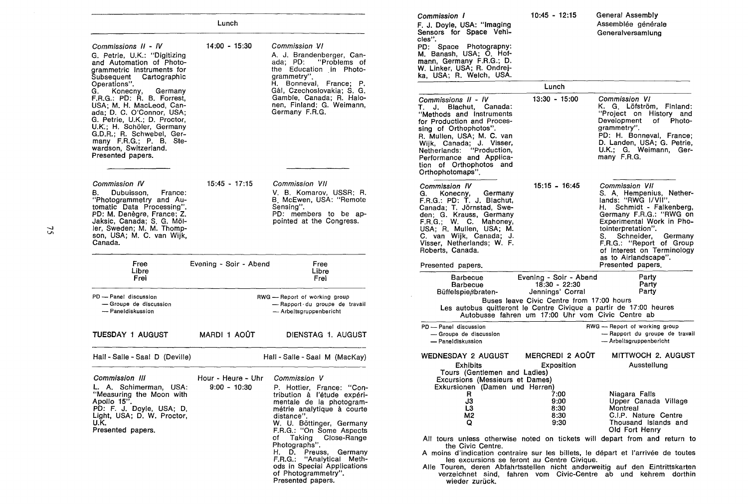Lunch

| Commissions II - IV | 14:00 - 15:30 | Commission VI |
|---|---|---|
| G. Petrie, U.K.: "Digitizing and Automation of Photogrammetric Instruments for Subsequent Cartographic Operations". G. Konecny, Germany F.R.G.: PD: R. B. Forrest, USA; M. H. MacLeod, Canada; D. C. O'Connor, USA; G. Petrie, U.K.; D. Proctor, U.K.; H. Schöler, Germany G.D.R.; R. Schwebel, Germany F.R.G.; P. B. Stewardson, Switzerland. Presented papers. | | A. J. Brandenberger, Canada; PD: "Problems of the Education in Photogrammetry". H. Bonneval, France; P. Gâl, Czechoslovakia; S. G. Gamble, Canada; R. Halonen, Finland; G. Weimann, Germany F.R.G. |

| Commission IV | 15:45 - 17:15 | Commission VII |
|---|---|---|
| B. Dubuisson, France: "Photogrammetry and Automatic Data Processing". PD: M. Denègre, France; Z. Jaksic, Canada; S. G. Möller, Sweden; M. M. Thompson, USA; M. C. van Wijk, Canada. | | V. B. Komarov, USSR; R. B. McEwen, USA: "Remote Sensing". PD: members to be appointed at the Congress. |

| Free / Libre / Frei | Evening - Soir - Abend | Free / Libre / Frei |
|---|---|---|

PD — Panel discussion — Groupe de discussion — Paneldiskussion

RWG — Report of working group — Rapport du groupe de travail — Arbeitsgruppenbericht

## TUESDAY 1 AUGUST — MARDI 1 AOÛT — DIENSTAG 1. AUGUST

| Hall - Salle - Saal D (Deville) | Hour - Heure - Uhr | Hall - Salle - Saal M (MacKay) |
|---|---|---|
| *Commission III* | 9:00 - 10:30 | *Commission V* |
| L. A. Schimerman, USA: "Measuring the Moon with Apollo 15". PD: F. J. Doyle, USA; D. Light, USA; D. W. Proctor, U.K. Presented papers. | | P. Hottier, France: "Contribution à l'étude expérimentale de la photogrammétrie analytique à courte distance". W. U. Böttinger, Germany F.R.G.: "On Some Aspects of Taking Close-Range Photographs". H. D. Preuss, Germany F.R.G.: "Analytical Methods in Special Applications of Photogrammetry". Presented papers. |
| *Commission I* | 10:45 - 12:15 | General Assembly / Assemblée générale / Generalversamlung |
| F. J. Doyle, USA: "Imaging Sensors for Space Vehicles". PD: Space Photography: M. Banash, USA; O. Hofmann, Germany F.R.G.; D. W. Linker, USA; R. Ondrejka, USA; R. Welch, USA. | | |

Lunch

| Commissions II - IV | 13:30 - 15:00 | Commission VI |
|---|---|---|
| T. J. Blachut, Canada: "Methods and Instruments for Production and Processing of Orthophotos". R. Mullen, USA; M. C. van Wijk, Canada; J. Visser, Netherlands: "Production, Performance and Application of Orthophotos and Orthophotomaps". | | K. G. Löfström, Finland: "Project on History and Development of Photogrammetry". PD: H. Bonneval, France; D. Landen, USA; G. Petrie, U.K.; G. Weimann, Germany F.R.G. |

| Commission IV | 15:15 - 16:45 | Commission VII |
|---|---|---|
| G. Konecny, Germany F.R.G.: PD: T. J. Blachut, Canada; T. Jörnstad, Sweden; G. Krauss, Germany F.R.G.; W. C. Mahoney, USA; R. Mullen, USA; M. C. van Wijk, Canada; J. Visser, Netherlands; W. F. Roberts, Canada. Presented papers. | | S. A. Hempenius, Netherlands: "RWG I/VII". H. Schmidt - Falkenberg, Germany F.R.G.: "RWG on Experimental Work in Photointerpretation". S. Schneider, Germany F.R.G.: "Report of Group of Interest on Terminology as to Airlandscape". Presented papers. |

| Barbecue / Barbecue / Büffelspießbraten- | Evening - Soir - Abend 18:30 - 22:30 Jennings' Corral | Party / Party / Party |
|---|---|---|

Buses leave Civic Centre from 17:00 hours
Les autobus quitteront le Centre Civique a partir de 17:00 heures
Autobusse fahren um 17:00 Uhr vom Civic Centre ab

PD — Panel discussion — Groupe de discussion — Paneldiskussion

RWG — Report of working group — Rapport du groupe de travail — Arbeitsgruppenbericht

## WEDNESDAY 2 AUGUST — MERCREDI 2 AOÛT — MITTWOCH 2. AUGUST

Exhibits — Exposition — Ausstellung

Tours (Gentlemen and Ladies)
Excursions (Messieurs et Dames)
Exkursionen (Damen und Herren)

| | | |
|---|---|---|
| R | 7:00 | Niagara Falls |
| J3 | 9:00 | Upper Canada Village |
| L3 | 8:30 | Montreal |
| M2 | 8:30 | C.I.P. Nature Centre |
| Q | 9:30 | Thousand Islands and Old Fort Henry |

All tours unless otherwise noted on tickets will depart from and return to the Civic Centre.

A moins d'indication contraire sur les billets, le départ et l'arrivée de toutes les excursions se feront au Centre Civique.

Alle Touren, deren Abfahrtsstellen nicht anderweitig auf den Eintrittskarten verzeichnet sind, fahren vom Civic-Centre ab und kehrem dorthin wieder zurück.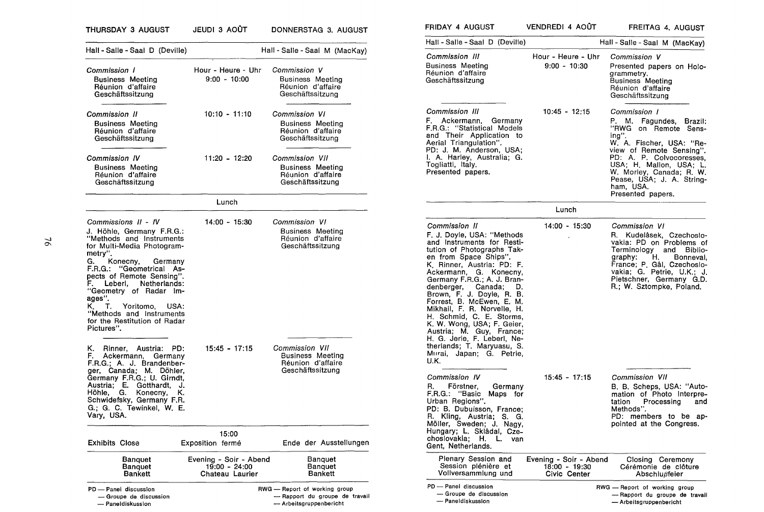## THURSDAY 3 AUGUST — JEUDI 3 AOÛT — DONNERSTAG 3. AUGUST

| Hall - Salle - Saal D (Deville) | Hour - Heure - Uhr | Hall - Salle - Saal M (MacKay) |
|---|---|---|
| *Commission I* Business Meeting Réunion d'affaire Geschäftssitzung | 9:00 - 10:00 | *Commission V* Business Meeting Réunion d'affaire Geschäftssitzung |
| *Commission II* Business Meeting Réunion d'affaire Geschäftssitzung | 10:10 - 11:10 | *Commission VI* Business Meeting Réunion d'affaire Geschäftssitzung |
| *Commission IV* Business Meeting Réunion d'affaire Geschäftssitzung | 11:20 - 12:20 | *Commission VII* Business Meeting Réunion d'affaire Geschäftssitzung |
| | Lunch | |
| *Commissions II - IV* J. Höhle, Germany F.R.G.: "Methods and Instruments for Multi-Media Photogrammetry". G. Konecny, Germany F.R.G.: "Geometrical Aspects of Remote Sensing". F. Leberl, Netherlands: "Geometry of Radar Images". K. T. Yoritomo, USA: "Methods and Instruments for the Restitution of Radar Pictures". | 14:00 - 15:30 | *Commission VI* Business Meeting Réunion d'affaire Geschäftssitzung |
| K. Rinner, Austria: PD: F. Ackermann, Germany F.R.G.; A. J. Brandenberger, Canada; M. Döhler, Germany F.R.G.; U. Girndt, Austria; E. Gotthardt, J. Höhle, G. Konecny, K. Schwidefsky, Germany F.R.G.; G. C. Tewinkel, W. E. Vary, USA. | 15:45 - 17:15 | *Commission VII* Business Meeting Réunion d'affaire Geschäftssitzung |
| Exhibits Close | 15:00 Exposition fermé | Ende der Ausstellungen |
| Banquet Banquet Bankett | Evening - Soir - Abend 19:00 - 24:00 Chateau Laurier | Banquet Banquet Bankett |

PD — Panel discussion — Groupe de discussion — Paneldiskussion

RWG — Report of working group — Rapport du groupe de travail — Arbeitsgruppenbericht

## FRIDAY 4 AUGUST — VENDREDI 4 AOÛT — FREITAG 4. AUGUST

| Hall - Salle - Saal D (Deville) | Hour - Heure - Uhr | Hall - Salle - Saal M (MacKay) |
|---|---|---|
| *Commission III* Business Meeting Réunion d'affaire Geschäftssitzung | 9:00 - 10:30 | *Commission V* Presented papers on Hologrammetry. Business Meeting Réunion d'affaire Geschäftssitzung |
| *Commission III* F. Ackermann, Germany F.R.G.: "Statistical Models and Their Application to Aerial Triangulation". PD: J. M. Anderson, USA; I. A. Harley, Australia; G. Togliatti, Italy. Presented papers. | 10:45 - 12:15 | *Commission I* P. M. Fagundes, Brazil: "RWG on Remote Sensing". W. A. Fischer, USA: "Review of Remote Sensing". PD: A. P. Colvocoresses, USA; H. Mallon, USA; L. W. Morley, Canada; R. W. Pease, USA; J. A. Stringham, USA. Presented papers. |
| | Lunch | |
| *Commission II* F. J. Doyle, USA: "Methods and Instruments for Restitution of Photographs Taken from Space Ships". K. Rinner, Austria: PD: F. Ackermann, G. Konecny, Germany F.R.G.; A. J. Brandenberger, Canada; D. Brown, F. J. Doyle, R. B. Forrest, B. McEwen, E. M. Mikhail, F. R. Norvelle, H. H. Schmid, C. E. Storms, K. W. Wong, USA; F. Geier, Austria; M. Guy, France; H. G. Jerie, F. Leberl, Netherlands; T. Maryuasu, S. Murai, Japan; G. Petrie, U.K. | 14:00 - 15:30 | *Commission VI* R. Kudelâsek, Czechoslovakia: PD on Problems of Terminology and Bibliography: H. Bonneval, France; P. Gâl, Czechoslovakia; G. Petrie, U.K.; J. Pietschner, Germany G.D.R.; W. Sztompke, Poland. |
| *Commission IV* R. Förstner, Germany F.R.G.: "Basic Maps for Urban Regions". PD: B. Dubuisson, France; R. Kling, Austria; S. G. Möller, Sweden; J. Nagy, Hungary; L. Sklâdal, Czechoslovakia; H. L. van Gent, Netherlands. | 15:45 - 17:15 | *Commission VII* B. B. Scheps, USA: "Automation of Photo Interpretation Processing and Methods". PD: members to be appointed at the Congress. |
| Plenary Session and Session plénière et Vollversammlung und | Evening - Soir - Abend 18:00 - 19:30 Civic Center | Closing Ceremony Cérémonie de clôture Abschlußfeier |

PD — Panel discussion — Groupe de discussion — Paneldiskussion

RWG — Report of working group — Rapport du groupe de travail — Arbeitsgruppenbericht